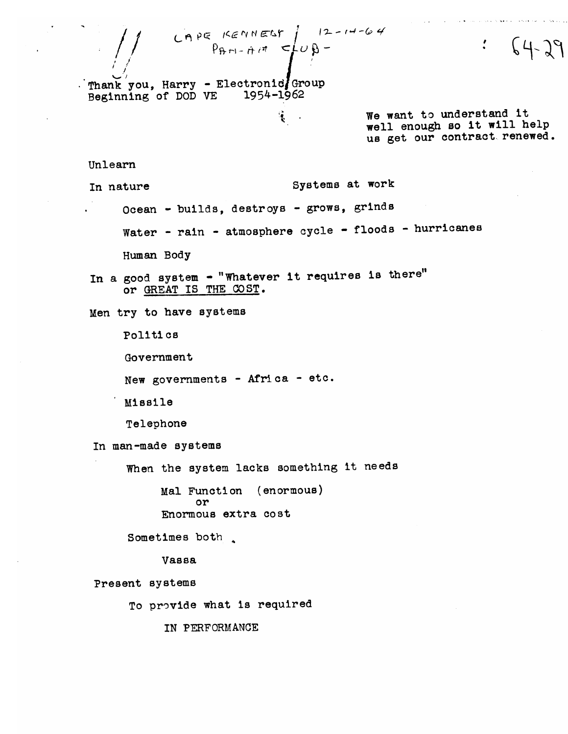CAPE KENNEDY 12-14-64
PAN-AM CLUB -

64-29

Thank you, Harry - Electronic Group
Beginning of DOD VE 1954-1962

We want to understand it well enough so it will help us get our contract renewed.

Unlearn

In nature — Systems at work

- Ocean - builds, destroys - grows, grinds
- Water - rain - atmosphere cycle - floods - hurricanes
- Human Body

In a good system - "Whatever it requires is there" or <u>GREAT IS THE COST</u>.

Men try to have systems

- Politics
- Government
- New governments - Africa - etc.
- Missile
- Telephone

In man-made systems

- When the system lacks something it needs
  - Mal Function (enormous)
    or
    Enormous extra cost
- Sometimes both.
  - Vassa

Present systems

- To provide what is required
  - IN PERFORMANCE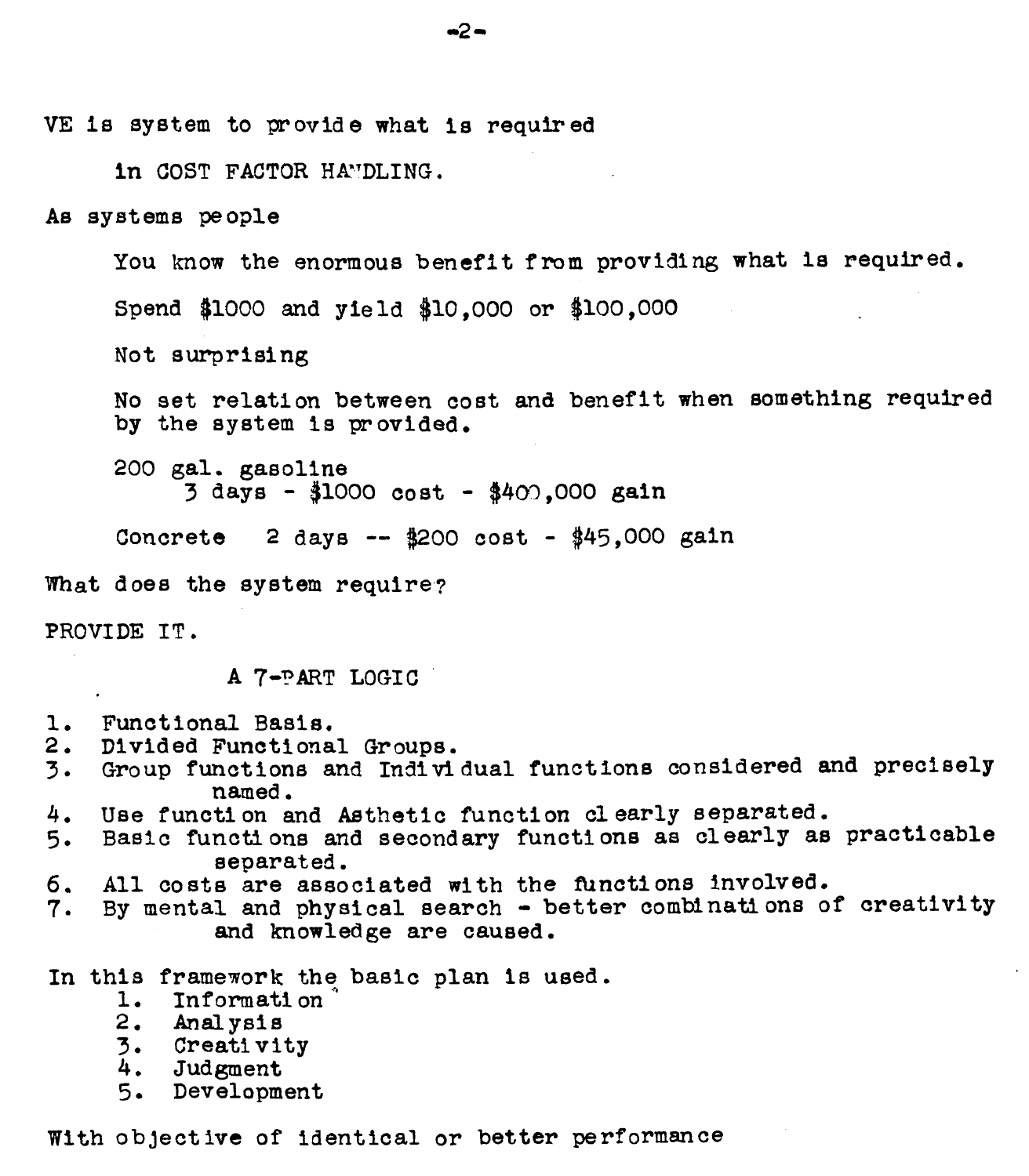VE is system to provide what is required

in COST FACTOR HANDLING.

As systems people

You know the enormous benefit from providing what is required.

Spend $1000 and yield $10,000 or $100,000

Not surprising

No set relation between cost and benefit when something required by the system is provided.

200 gal. gasoline
3 days - $1000 cost - $400,000 gain

Concrete 2 days -- $200 cost - $45,000 gain

What does the system require?

PROVIDE IT.

## A 7-PART LOGIC

1. Functional Basis.
2. Divided Functional Groups.
3. Group functions and Individual functions considered and precisely named.
4. Use function and Asthetic function clearly separated.
5. Basic functions and secondary functions as clearly as practicable separated.
6. All costs are associated with the functions involved.
7. By mental and physical search - better combinations of creativity and knowledge are caused.

In this framework the basic plan is used.

1. Information
2. Analysis
3. Creativity
4. Judgment
5. Development

With objective of identical or better performance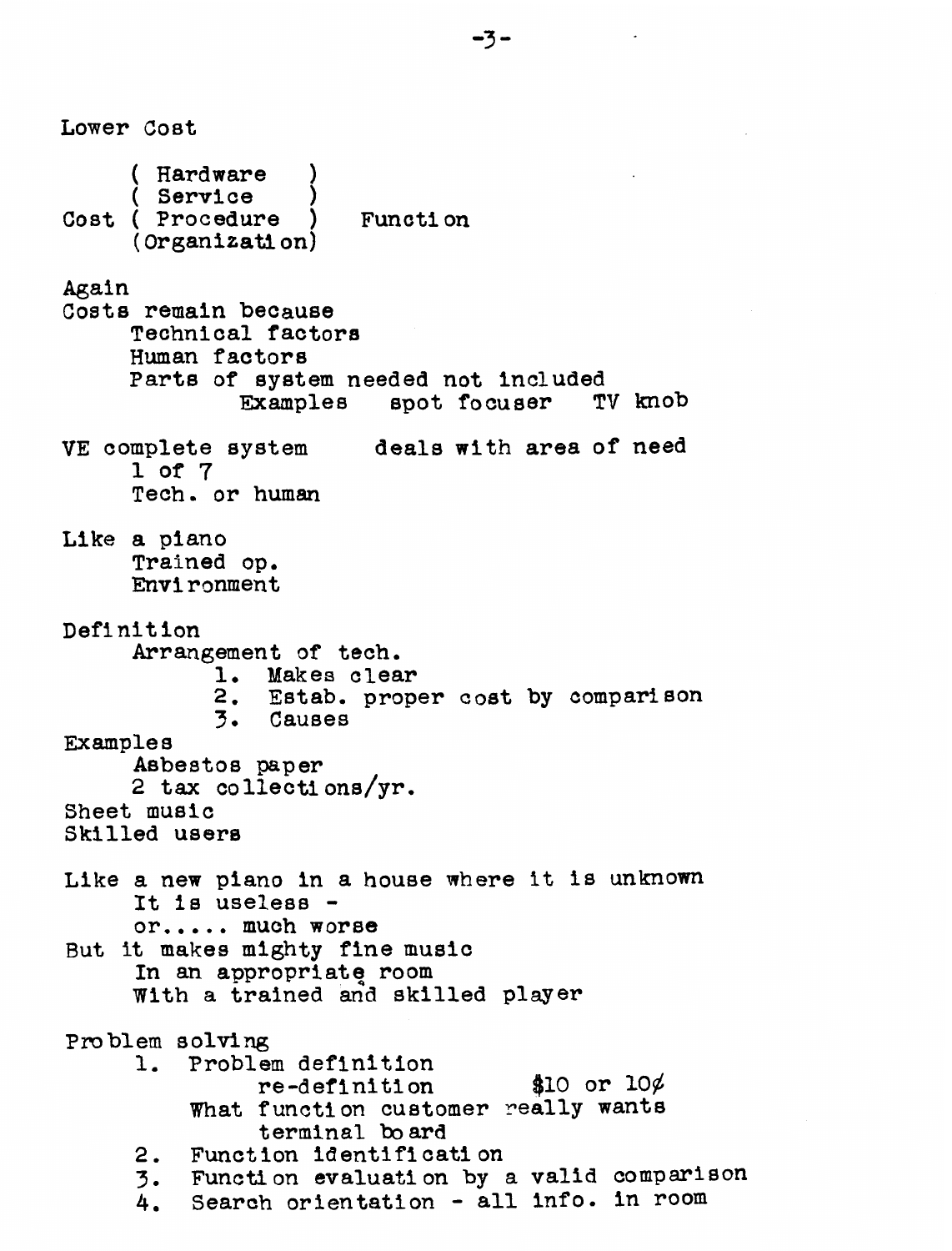Lower Cost

```
     ( Hardware    )
     ( Service     )
Cost ( Procedure   )    Function
     (Organization)
```

Again
Costs remain because
- Technical factors
- Human factors
- Parts of system needed not included
  - Examples  spot focuser  TV knob

VE complete system  deals with area of need
- 1 of 7
- Tech. or human

Like a piano
- Trained op.
- Environment

Definition
- Arrangement of tech.
  1. Makes clear
  2. Estab. proper cost by comparison
  3. Causes

Examples
- Asbestos paper
- 2 tax collections/yr.

Sheet music
Skilled users

Like a new piano in a house where it is unknown
- It is useless -
- or..... much worse

But it makes mighty fine music
- In an appropriate room
- With a trained and skilled player

Problem solving
1. Problem definition
   - re-definition  $10 or 10¢
   - What function customer really wants
     - terminal board
2. Function identification
3. Function evaluation by a valid comparison
4. Search orientation - all info. in room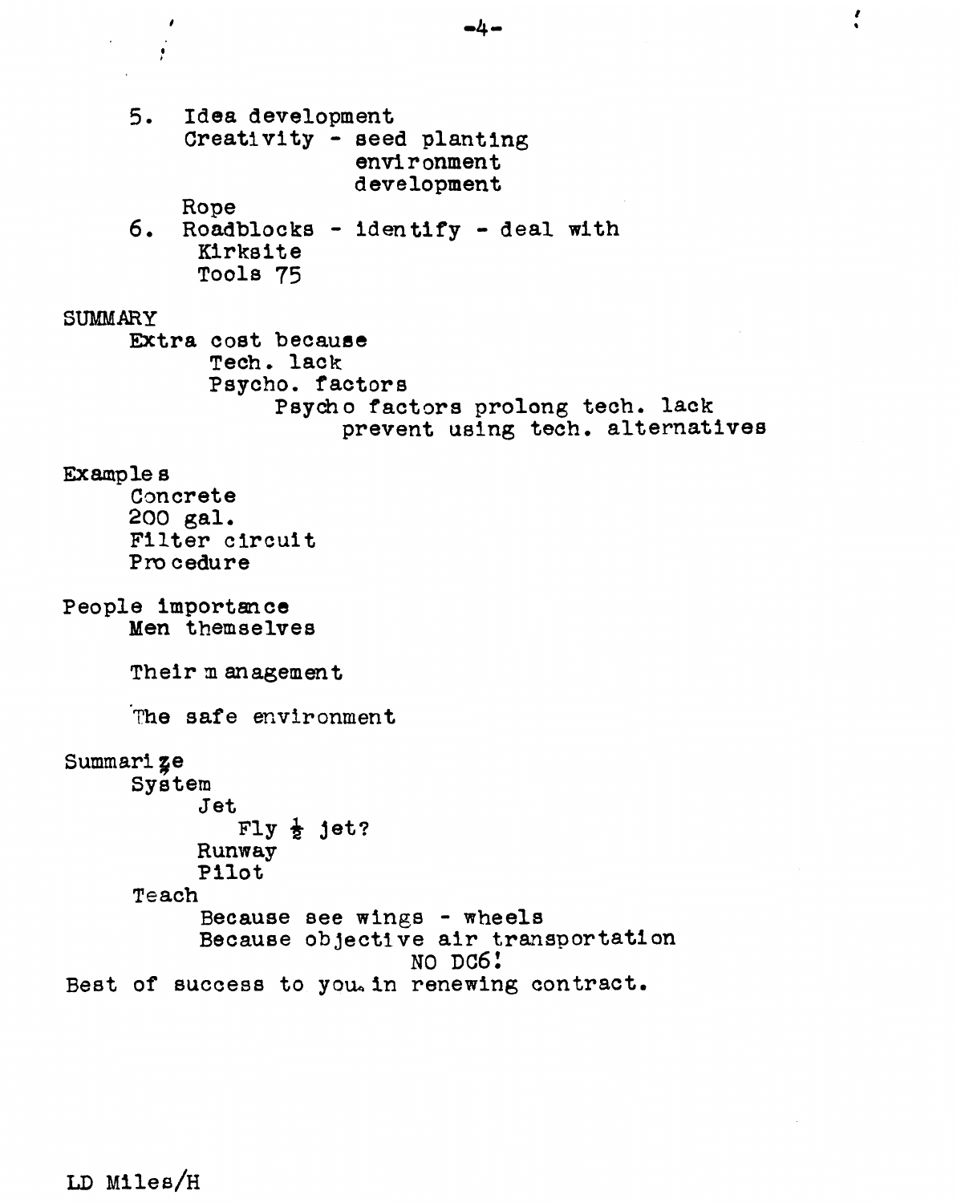5. Idea development
   Creativity - seed planting
   environment
   development

   Rope

6. Roadblocks - identify - deal with
   Kirksite
   Tools 75

SUMMARY

Extra cost because
- Tech. lack
- Psycho. factors
  - Psycho factors prolong tech. lack
    - prevent using tech. alternatives

Examples
- Concrete
- 200 gal.
- Filter circuit
- Procedure

People importance
- Men themselves
- Their management
- The safe environment

Summarize
- System
  - Jet
    - Fly ½ jet?
  - Runway
  - Pilot
- Teach
  - Because see wings - wheels
  - Because objective air transportation
    - NO DC6!

Best of success to you in renewing contract.

LD Miles/H